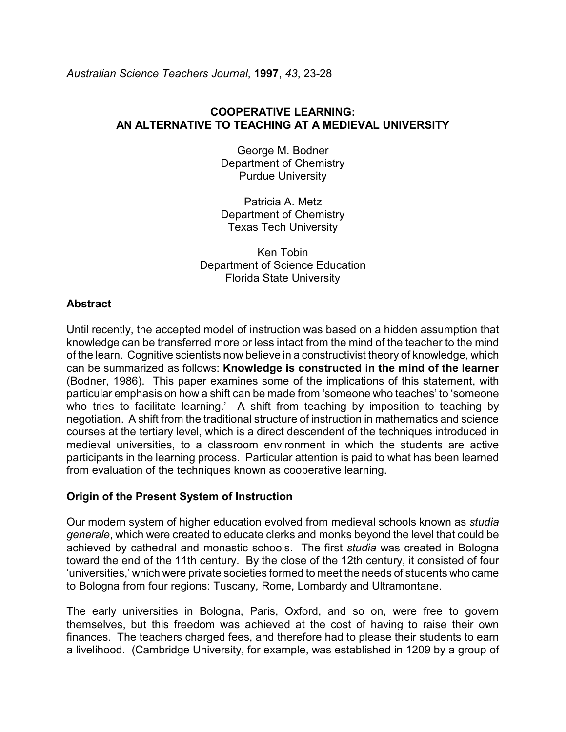*Australian Science Teachers Journal*, **1997**, *43*, 23-28

# COOPERATIVE LEARNING: AN ALTERNATIVE TO TEACHING AT A MEDIEVAL UNIVERSITY

George M. Bodner
Department of Chemistry
Purdue University

Patricia A. Metz
Department of Chemistry
Texas Tech University

Ken Tobin
Department of Science Education
Florida State University

## Abstract

Until recently, the accepted model of instruction was based on a hidden assumption that knowledge can be transferred more or less intact from the mind of the teacher to the mind of the learn. Cognitive scientists now believe in a constructivist theory of knowledge, which can be summarized as follows: **Knowledge is constructed in the mind of the learner** (Bodner, 1986). This paper examines some of the implications of this statement, with particular emphasis on how a shift can be made from 'someone who teaches' to 'someone who tries to facilitate learning.' A shift from teaching by imposition to teaching by negotiation. A shift from the traditional structure of instruction in mathematics and science courses at the tertiary level, which is a direct descendent of the techniques introduced in medieval universities, to a classroom environment in which the students are active participants in the learning process. Particular attention is paid to what has been learned from evaluation of the techniques known as cooperative learning.

## Origin of the Present System of Instruction

Our modern system of higher education evolved from medieval schools known as *studia generale*, which were created to educate clerks and monks beyond the level that could be achieved by cathedral and monastic schools. The first *studia* was created in Bologna toward the end of the 11th century. By the close of the 12th century, it consisted of four 'universities,' which were private societies formed to meet the needs of students who came to Bologna from four regions: Tuscany, Rome, Lombardy and Ultramontane.

The early universities in Bologna, Paris, Oxford, and so on, were free to govern themselves, but this freedom was achieved at the cost of having to raise their own finances. The teachers charged fees, and therefore had to please their students to earn a livelihood. (Cambridge University, for example, was established in 1209 by a group of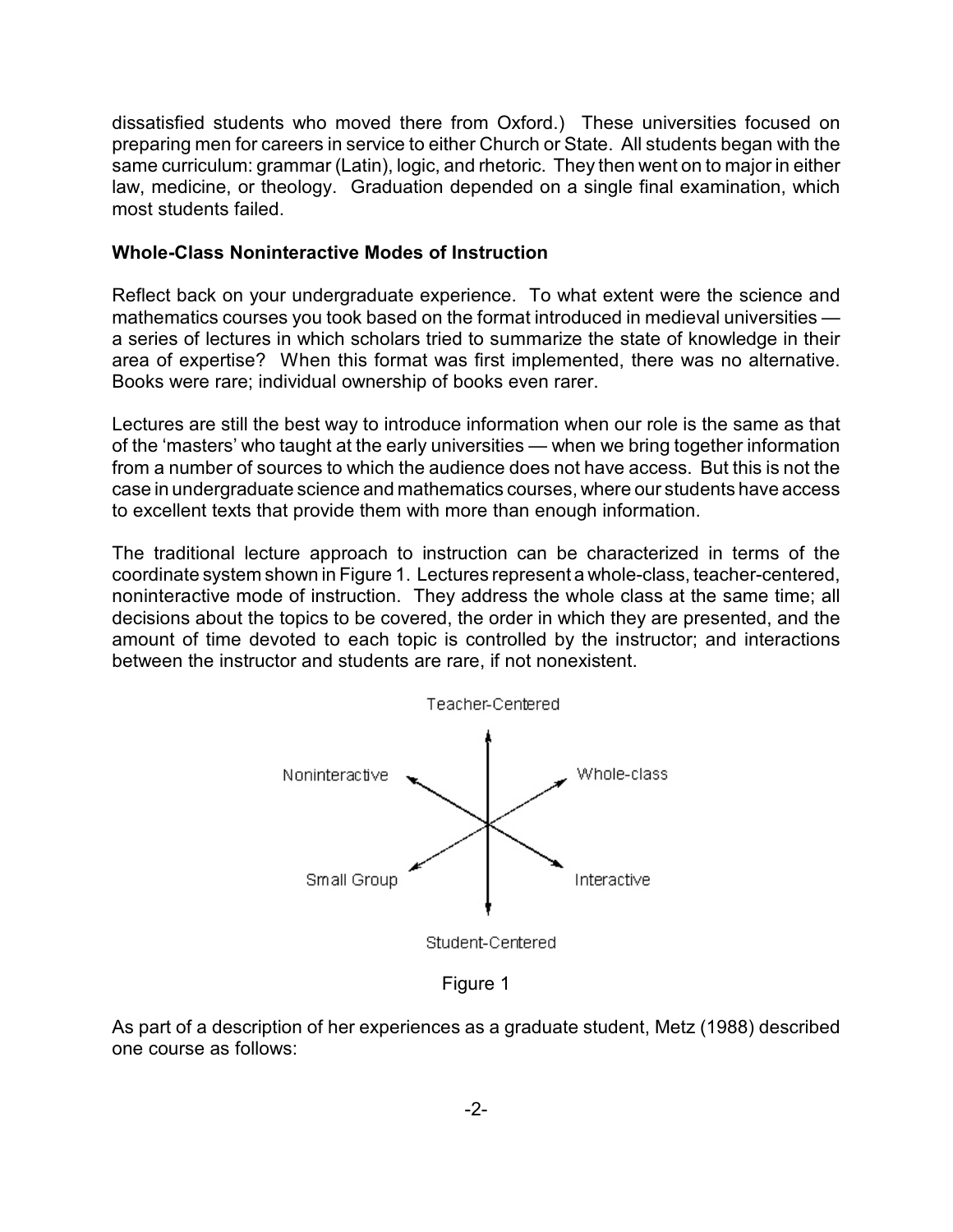dissatisfied students who moved there from Oxford.) These universities focused on preparing men for careers in service to either Church or State. All students began with the same curriculum: grammar (Latin), logic, and rhetoric. They then went on to major in either law, medicine, or theology. Graduation depended on a single final examination, which most students failed.

**Whole-Class Noninteractive Modes of Instruction**

Reflect back on your undergraduate experience. To what extent were the science and mathematics courses you took based on the format introduced in medieval universities — a series of lectures in which scholars tried to summarize the state of knowledge in their area of expertise? When this format was first implemented, there was no alternative. Books were rare; individual ownership of books even rarer.

Lectures are still the best way to introduce information when our role is the same as that of the 'masters' who taught at the early universities — when we bring together information from a number of sources to which the audience does not have access. But this is not the case in undergraduate science and mathematics courses, where our students have access to excellent texts that provide them with more than enough information.

The traditional lecture approach to instruction can be characterized in terms of the coordinate system shown in Figure 1. Lectures represent a whole-class, teacher-centered, noninteractive mode of instruction. They address the whole class at the same time; all decisions about the topics to be covered, the order in which they are presented, and the amount of time devoted to each topic is controlled by the instructor; and interactions between the instructor and students are rare, if not nonexistent.

Teacher-Centered

Noninteractive — Whole-class

Small Group — Interactive

Student-Centered

Figure 1

As part of a description of her experiences as a graduate student, Metz (1988) described one course as follows: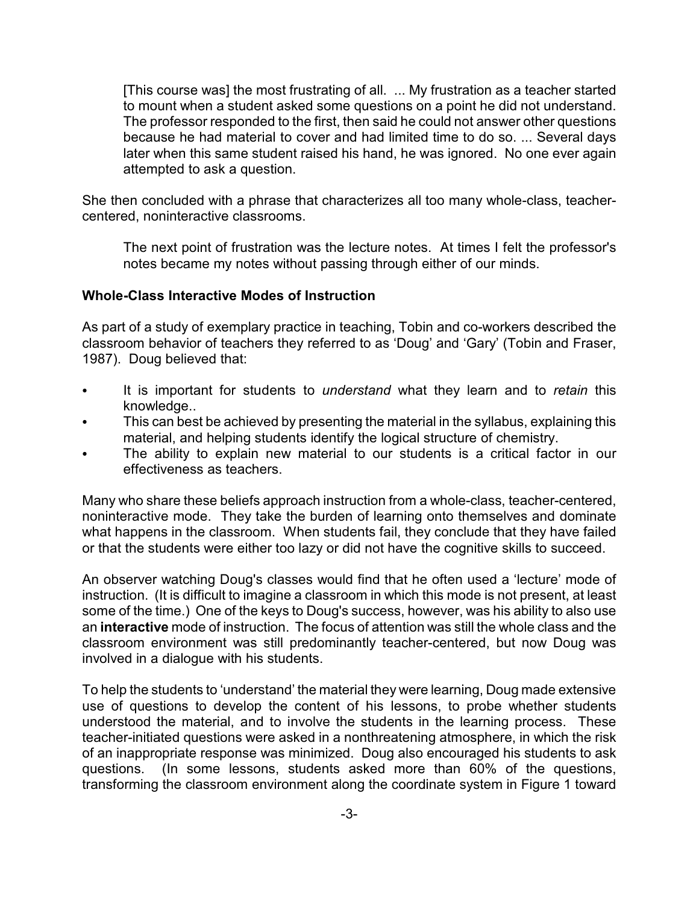> [This course was] the most frustrating of all. ... My frustration as a teacher started to mount when a student asked some questions on a point he did not understand. The professor responded to the first, then said he could not answer other questions because he had material to cover and had limited time to do so. ... Several days later when this same student raised his hand, he was ignored. No one ever again attempted to ask a question.

She then concluded with a phrase that characterizes all too many whole-class, teacher-centered, noninteractive classrooms.

> The next point of frustration was the lecture notes. At times I felt the professor's notes became my notes without passing through either of our minds.

**Whole-Class Interactive Modes of Instruction**

As part of a study of exemplary practice in teaching, Tobin and co-workers described the classroom behavior of teachers they referred to as 'Doug' and 'Gary' (Tobin and Fraser, 1987). Doug believed that:

- It is important for students to *understand* what they learn and to *retain* this knowledge..
- This can best be achieved by presenting the material in the syllabus, explaining this material, and helping students identify the logical structure of chemistry.
- The ability to explain new material to our students is a critical factor in our effectiveness as teachers.

Many who share these beliefs approach instruction from a whole-class, teacher-centered, noninteractive mode. They take the burden of learning onto themselves and dominate what happens in the classroom. When students fail, they conclude that they have failed or that the students were either too lazy or did not have the cognitive skills to succeed.

An observer watching Doug's classes would find that he often used a 'lecture' mode of instruction. (It is difficult to imagine a classroom in which this mode is not present, at least some of the time.) One of the keys to Doug's success, however, was his ability to also use an **interactive** mode of instruction. The focus of attention was still the whole class and the classroom environment was still predominantly teacher-centered, but now Doug was involved in a dialogue with his students.

To help the students to 'understand' the material they were learning, Doug made extensive use of questions to develop the content of his lessons, to probe whether students understood the material, and to involve the students in the learning process. These teacher-initiated questions were asked in a nonthreatening atmosphere, in which the risk of an inappropriate response was minimized. Doug also encouraged his students to ask questions. (In some lessons, students asked more than 60% of the questions, transforming the classroom environment along the coordinate system in Figure 1 toward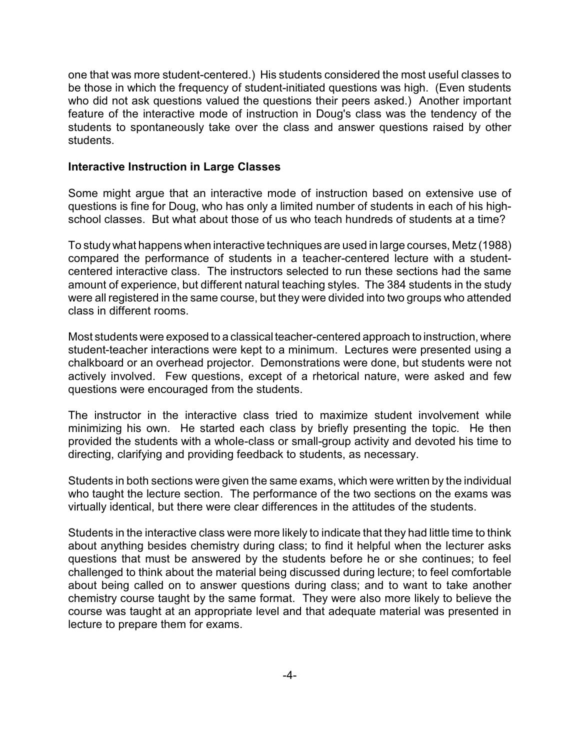one that was more student-centered.) His students considered the most useful classes to be those in which the frequency of student-initiated questions was high. (Even students who did not ask questions valued the questions their peers asked.) Another important feature of the interactive mode of instruction in Doug's class was the tendency of the students to spontaneously take over the class and answer questions raised by other students.

**Interactive Instruction in Large Classes**

Some might argue that an interactive mode of instruction based on extensive use of questions is fine for Doug, who has only a limited number of students in each of his high-school classes. But what about those of us who teach hundreds of students at a time?

To study what happens when interactive techniques are used in large courses, Metz (1988) compared the performance of students in a teacher-centered lecture with a student-centered interactive class. The instructors selected to run these sections had the same amount of experience, but different natural teaching styles. The 384 students in the study were all registered in the same course, but they were divided into two groups who attended class in different rooms.

Most students were exposed to a classical teacher-centered approach to instruction, where student-teacher interactions were kept to a minimum. Lectures were presented using a chalkboard or an overhead projector. Demonstrations were done, but students were not actively involved. Few questions, except of a rhetorical nature, were asked and few questions were encouraged from the students.

The instructor in the interactive class tried to maximize student involvement while minimizing his own. He started each class by briefly presenting the topic. He then provided the students with a whole-class or small-group activity and devoted his time to directing, clarifying and providing feedback to students, as necessary.

Students in both sections were given the same exams, which were written by the individual who taught the lecture section. The performance of the two sections on the exams was virtually identical, but there were clear differences in the attitudes of the students.

Students in the interactive class were more likely to indicate that they had little time to think about anything besides chemistry during class; to find it helpful when the lecturer asks questions that must be answered by the students before he or she continues; to feel challenged to think about the material being discussed during lecture; to feel comfortable about being called on to answer questions during class; and to want to take another chemistry course taught by the same format. They were also more likely to believe the course was taught at an appropriate level and that adequate material was presented in lecture to prepare them for exams.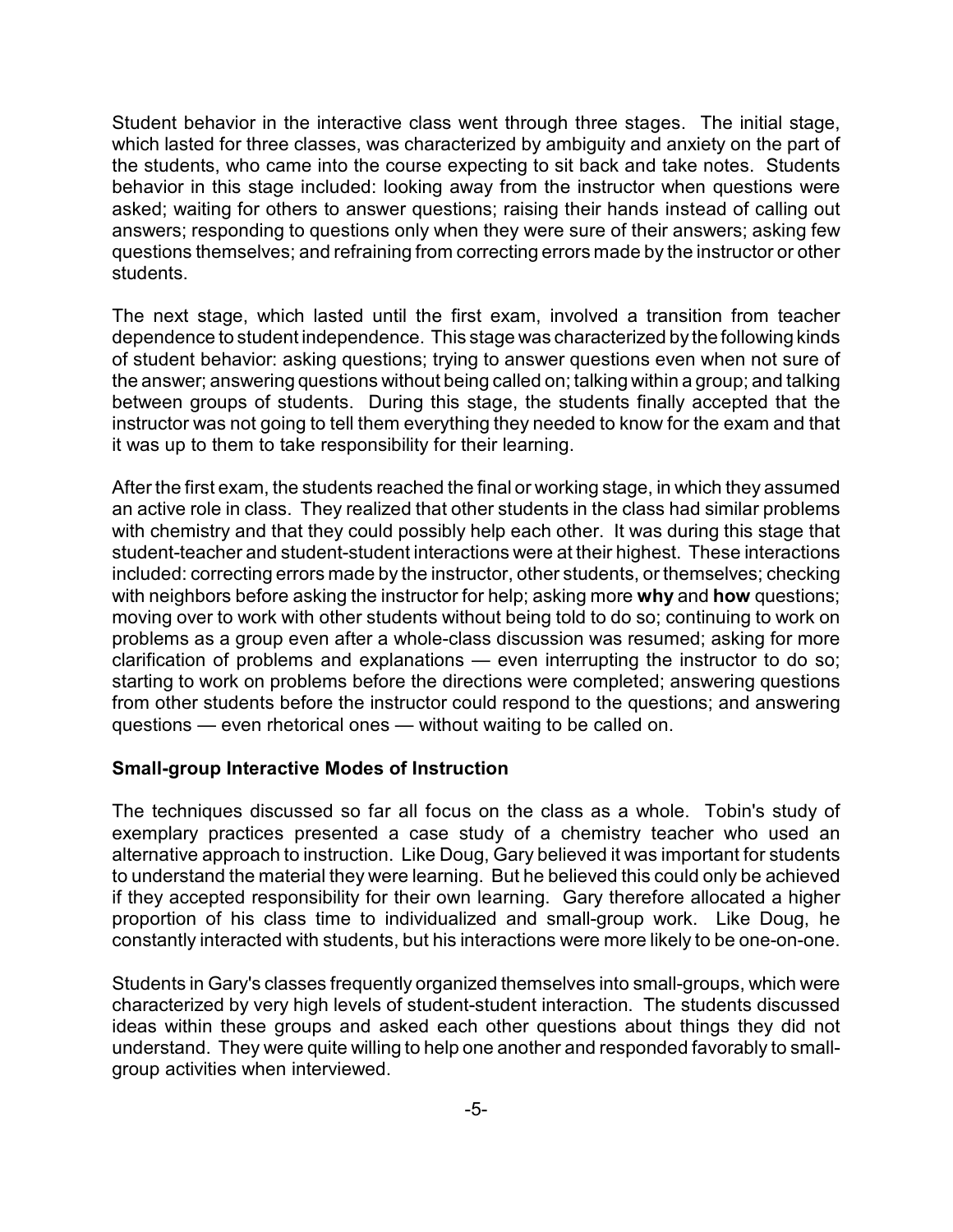Student behavior in the interactive class went through three stages. The initial stage, which lasted for three classes, was characterized by ambiguity and anxiety on the part of the students, who came into the course expecting to sit back and take notes. Students behavior in this stage included: looking away from the instructor when questions were asked; waiting for others to answer questions; raising their hands instead of calling out answers; responding to questions only when they were sure of their answers; asking few questions themselves; and refraining from correcting errors made by the instructor or other students.

The next stage, which lasted until the first exam, involved a transition from teacher dependence to student independence. This stage was characterized by the following kinds of student behavior: asking questions; trying to answer questions even when not sure of the answer; answering questions without being called on; talking within a group; and talking between groups of students. During this stage, the students finally accepted that the instructor was not going to tell them everything they needed to know for the exam and that it was up to them to take responsibility for their learning.

After the first exam, the students reached the final or working stage, in which they assumed an active role in class. They realized that other students in the class had similar problems with chemistry and that they could possibly help each other. It was during this stage that student-teacher and student-student interactions were at their highest. These interactions included: correcting errors made by the instructor, other students, or themselves; checking with neighbors before asking the instructor for help; asking more **why** and **how** questions; moving over to work with other students without being told to do so; continuing to work on problems as a group even after a whole-class discussion was resumed; asking for more clarification of problems and explanations — even interrupting the instructor to do so; starting to work on problems before the directions were completed; answering questions from other students before the instructor could respond to the questions; and answering questions — even rhetorical ones — without waiting to be called on.

### Small-group Interactive Modes of Instruction

The techniques discussed so far all focus on the class as a whole. Tobin's study of exemplary practices presented a case study of a chemistry teacher who used an alternative approach to instruction. Like Doug, Gary believed it was important for students to understand the material they were learning. But he believed this could only be achieved if they accepted responsibility for their own learning. Gary therefore allocated a higher proportion of his class time to individualized and small-group work. Like Doug, he constantly interacted with students, but his interactions were more likely to be one-on-one.

Students in Gary's classes frequently organized themselves into small-groups, which were characterized by very high levels of student-student interaction. The students discussed ideas within these groups and asked each other questions about things they did not understand. They were quite willing to help one another and responded favorably to small-group activities when interviewed.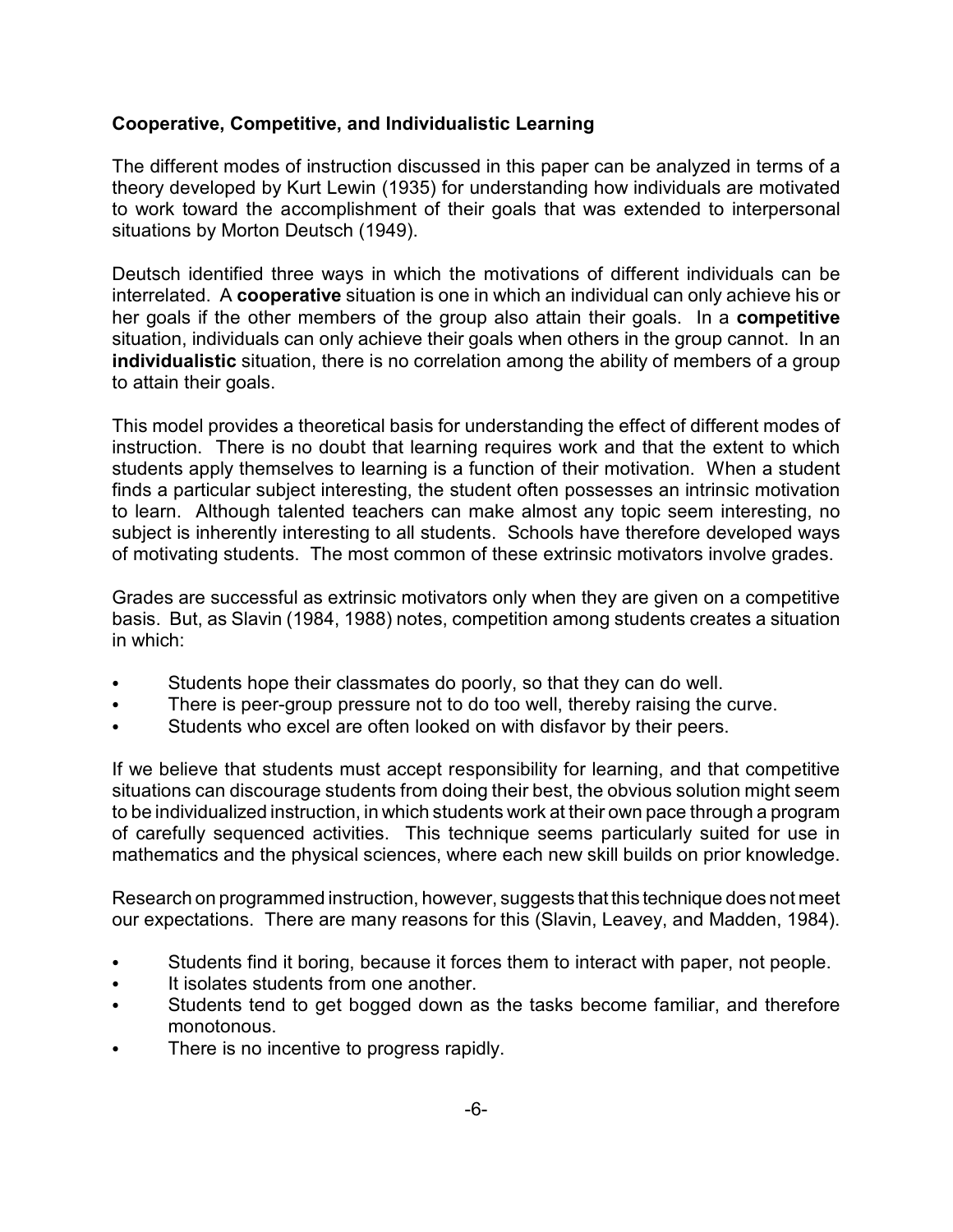**Cooperative, Competitive, and Individualistic Learning**

The different modes of instruction discussed in this paper can be analyzed in terms of a theory developed by Kurt Lewin (1935) for understanding how individuals are motivated to work toward the accomplishment of their goals that was extended to interpersonal situations by Morton Deutsch (1949).

Deutsch identified three ways in which the motivations of different individuals can be interrelated. A **cooperative** situation is one in which an individual can only achieve his or her goals if the other members of the group also attain their goals. In a **competitive** situation, individuals can only achieve their goals when others in the group cannot. In an **individualistic** situation, there is no correlation among the ability of members of a group to attain their goals.

This model provides a theoretical basis for understanding the effect of different modes of instruction. There is no doubt that learning requires work and that the extent to which students apply themselves to learning is a function of their motivation. When a student finds a particular subject interesting, the student often possesses an intrinsic motivation to learn. Although talented teachers can make almost any topic seem interesting, no subject is inherently interesting to all students. Schools have therefore developed ways of motivating students. The most common of these extrinsic motivators involve grades.

Grades are successful as extrinsic motivators only when they are given on a competitive basis. But, as Slavin (1984, 1988) notes, competition among students creates a situation in which:

- Students hope their classmates do poorly, so that they can do well.
- There is peer-group pressure not to do too well, thereby raising the curve.
- Students who excel are often looked on with disfavor by their peers.

If we believe that students must accept responsibility for learning, and that competitive situations can discourage students from doing their best, the obvious solution might seem to be individualized instruction, in which students work at their own pace through a program of carefully sequenced activities. This technique seems particularly suited for use in mathematics and the physical sciences, where each new skill builds on prior knowledge.

Research on programmed instruction, however, suggests that this technique does not meet our expectations. There are many reasons for this (Slavin, Leavey, and Madden, 1984).

- Students find it boring, because it forces them to interact with paper, not people.
- It isolates students from one another.
- Students tend to get bogged down as the tasks become familiar, and therefore monotonous.
- There is no incentive to progress rapidly.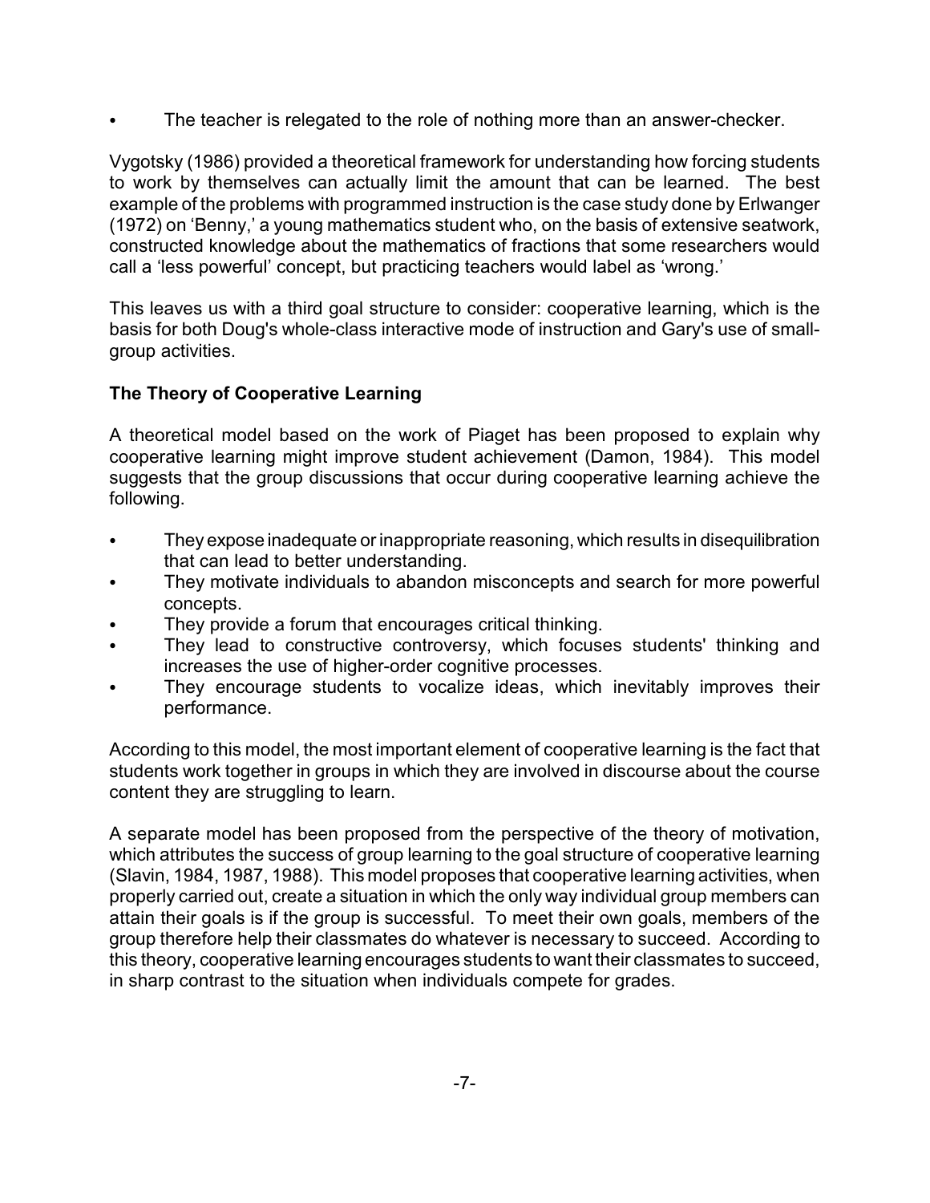- The teacher is relegated to the role of nothing more than an answer-checker.

Vygotsky (1986) provided a theoretical framework for understanding how forcing students to work by themselves can actually limit the amount that can be learned. The best example of the problems with programmed instruction is the case study done by Erlwanger (1972) on 'Benny,' a young mathematics student who, on the basis of extensive seatwork, constructed knowledge about the mathematics of fractions that some researchers would call a 'less powerful' concept, but practicing teachers would label as 'wrong.'

This leaves us with a third goal structure to consider: cooperative learning, which is the basis for both Doug's whole-class interactive mode of instruction and Gary's use of small-group activities.

### The Theory of Cooperative Learning

A theoretical model based on the work of Piaget has been proposed to explain why cooperative learning might improve student achievement (Damon, 1984). This model suggests that the group discussions that occur during cooperative learning achieve the following.

- They expose inadequate or inappropriate reasoning, which results in disequilibration that can lead to better understanding.
- They motivate individuals to abandon misconcepts and search for more powerful concepts.
- They provide a forum that encourages critical thinking.
- They lead to constructive controversy, which focuses students' thinking and increases the use of higher-order cognitive processes.
- They encourage students to vocalize ideas, which inevitably improves their performance.

According to this model, the most important element of cooperative learning is the fact that students work together in groups in which they are involved in discourse about the course content they are struggling to learn.

A separate model has been proposed from the perspective of the theory of motivation, which attributes the success of group learning to the goal structure of cooperative learning (Slavin, 1984, 1987, 1988). This model proposes that cooperative learning activities, when properly carried out, create a situation in which the only way individual group members can attain their goals is if the group is successful. To meet their own goals, members of the group therefore help their classmates do whatever is necessary to succeed. According to this theory, cooperative learning encourages students to want their classmates to succeed, in sharp contrast to the situation when individuals compete for grades.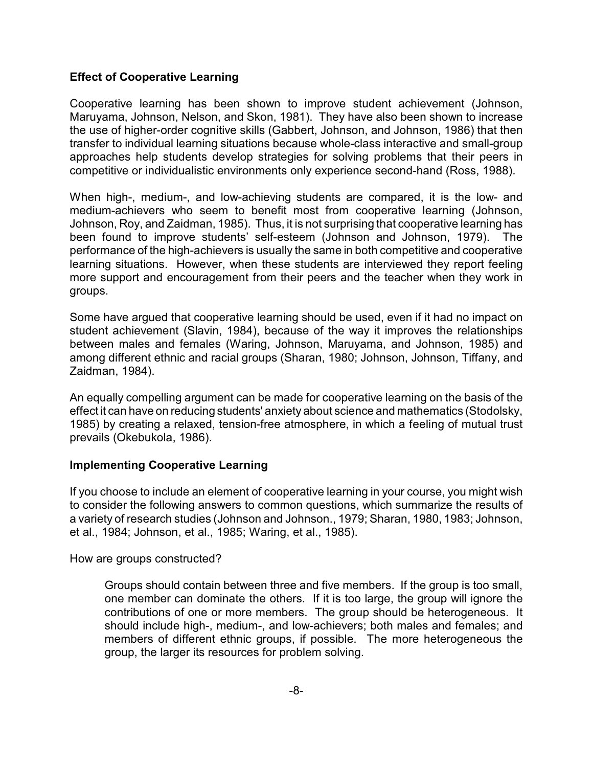### Effect of Cooperative Learning

Cooperative learning has been shown to improve student achievement (Johnson, Maruyama, Johnson, Nelson, and Skon, 1981). They have also been shown to increase the use of higher-order cognitive skills (Gabbert, Johnson, and Johnson, 1986) that then transfer to individual learning situations because whole-class interactive and small-group approaches help students develop strategies for solving problems that their peers in competitive or individualistic environments only experience second-hand (Ross, 1988).

When high-, medium-, and low-achieving students are compared, it is the low- and medium-achievers who seem to benefit most from cooperative learning (Johnson, Johnson, Roy, and Zaidman, 1985). Thus, it is not surprising that cooperative learning has been found to improve students' self-esteem (Johnson and Johnson, 1979). The performance of the high-achievers is usually the same in both competitive and cooperative learning situations. However, when these students are interviewed they report feeling more support and encouragement from their peers and the teacher when they work in groups.

Some have argued that cooperative learning should be used, even if it had no impact on student achievement (Slavin, 1984), because of the way it improves the relationships between males and females (Waring, Johnson, Maruyama, and Johnson, 1985) and among different ethnic and racial groups (Sharan, 1980; Johnson, Johnson, Tiffany, and Zaidman, 1984).

An equally compelling argument can be made for cooperative learning on the basis of the effect it can have on reducing students' anxiety about science and mathematics (Stodolsky, 1985) by creating a relaxed, tension-free atmosphere, in which a feeling of mutual trust prevails (Okebukola, 1986).

### Implementing Cooperative Learning

If you choose to include an element of cooperative learning in your course, you might wish to consider the following answers to common questions, which summarize the results of a variety of research studies (Johnson and Johnson., 1979; Sharan, 1980, 1983; Johnson, et al., 1984; Johnson, et al., 1985; Waring, et al., 1985).

How are groups constructed?

> Groups should contain between three and five members. If the group is too small, one member can dominate the others. If it is too large, the group will ignore the contributions of one or more members. The group should be heterogeneous. It should include high-, medium-, and low-achievers; both males and females; and members of different ethnic groups, if possible. The more heterogeneous the group, the larger its resources for problem solving.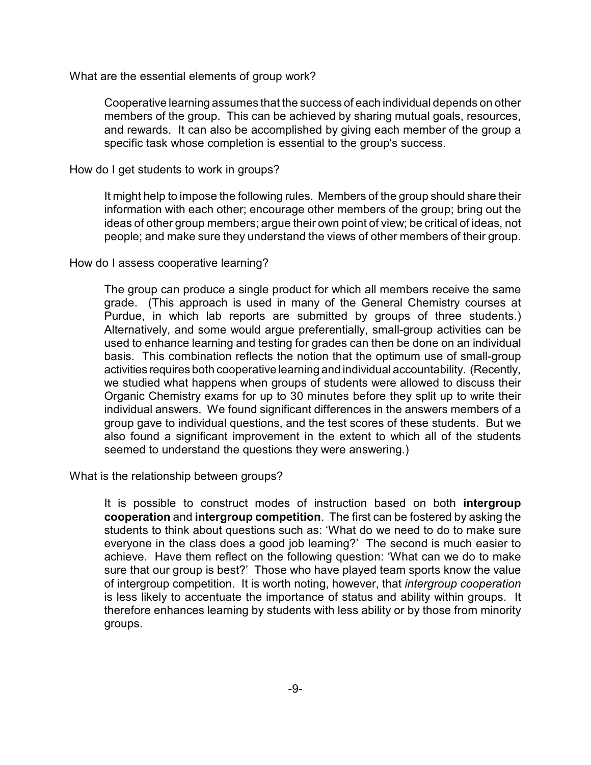What are the essential elements of group work?

Cooperative learning assumes that the success of each individual depends on other members of the group. This can be achieved by sharing mutual goals, resources, and rewards. It can also be accomplished by giving each member of the group a specific task whose completion is essential to the group's success.

How do I get students to work in groups?

It might help to impose the following rules. Members of the group should share their information with each other; encourage other members of the group; bring out the ideas of other group members; argue their own point of view; be critical of ideas, not people; and make sure they understand the views of other members of their group.

How do I assess cooperative learning?

The group can produce a single product for which all members receive the same grade. (This approach is used in many of the General Chemistry courses at Purdue, in which lab reports are submitted by groups of three students.) Alternatively, and some would argue preferentially, small-group activities can be used to enhance learning and testing for grades can then be done on an individual basis. This combination reflects the notion that the optimum use of small-group activities requires both cooperative learning and individual accountability. (Recently, we studied what happens when groups of students were allowed to discuss their Organic Chemistry exams for up to 30 minutes before they split up to write their individual answers. We found significant differences in the answers members of a group gave to individual questions, and the test scores of these students. But we also found a significant improvement in the extent to which all of the students seemed to understand the questions they were answering.)

What is the relationship between groups?

It is possible to construct modes of instruction based on both **intergroup cooperation** and **intergroup competition**. The first can be fostered by asking the students to think about questions such as: 'What do we need to do to make sure everyone in the class does a good job learning?' The second is much easier to achieve. Have them reflect on the following question: 'What can we do to make sure that our group is best?' Those who have played team sports know the value of intergroup competition. It is worth noting, however, that *intergroup cooperation* is less likely to accentuate the importance of status and ability within groups. It therefore enhances learning by students with less ability or by those from minority groups.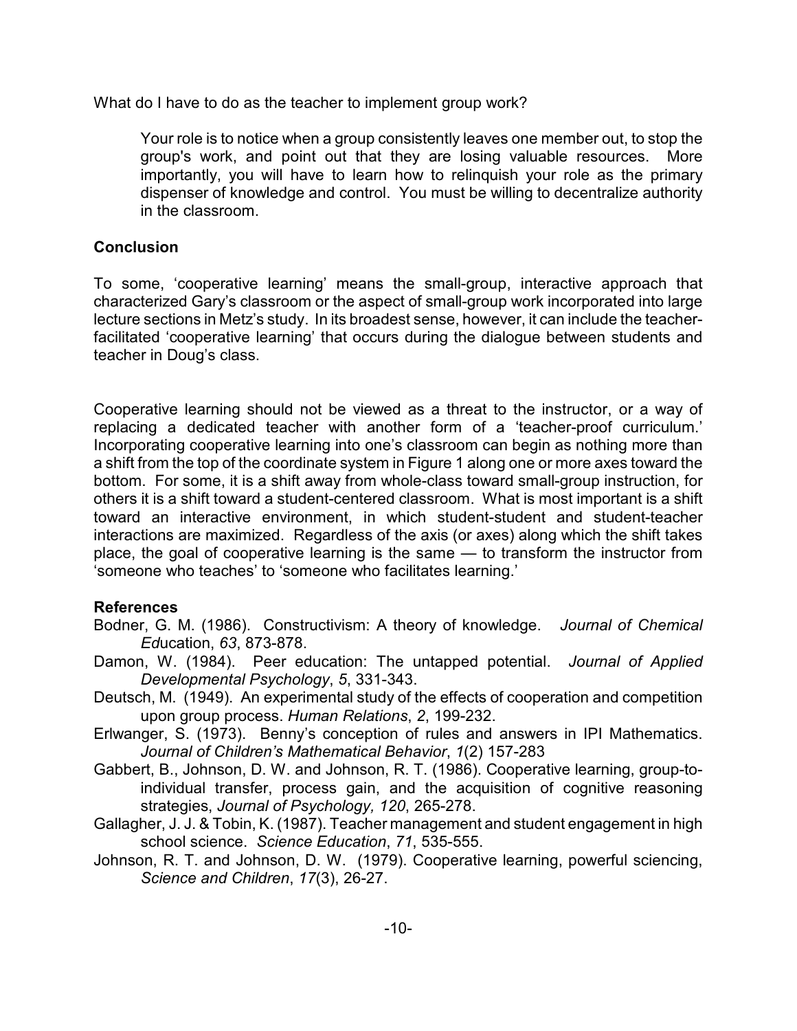What do I have to do as the teacher to implement group work?

> Your role is to notice when a group consistently leaves one member out, to stop the group's work, and point out that they are losing valuable resources. More importantly, you will have to learn how to relinquish your role as the primary dispenser of knowledge and control. You must be willing to decentralize authority in the classroom.

## Conclusion

To some, 'cooperative learning' means the small-group, interactive approach that characterized Gary's classroom or the aspect of small-group work incorporated into large lecture sections in Metz's study. In its broadest sense, however, it can include the teacher-facilitated 'cooperative learning' that occurs during the dialogue between students and teacher in Doug's class.

Cooperative learning should not be viewed as a threat to the instructor, or a way of replacing a dedicated teacher with another form of a 'teacher-proof curriculum.' Incorporating cooperative learning into one's classroom can begin as nothing more than a shift from the top of the coordinate system in Figure 1 along one or more axes toward the bottom. For some, it is a shift away from whole-class toward small-group instruction, for others it is a shift toward a student-centered classroom. What is most important is a shift toward an interactive environment, in which student-student and student-teacher interactions are maximized. Regardless of the axis (or axes) along which the shift takes place, the goal of cooperative learning is the same — to transform the instructor from 'someone who teaches' to 'someone who facilitates learning.'

## References

Bodner, G. M. (1986). Constructivism: A theory of knowledge. *Journal of Chemical Ed*ucation, *63*, 873-878.

Damon, W. (1984). Peer education: The untapped potential. *Journal of Applied Developmental Psychology*, *5*, 331-343.

Deutsch, M. (1949). An experimental study of the effects of cooperation and competition upon group process. *Human Relations*, *2*, 199-232.

Erlwanger, S. (1973). Benny's conception of rules and answers in IPI Mathematics. *Journal of Children's Mathematical Behavior*, *1*(2) 157-283

Gabbert, B., Johnson, D. W. and Johnson, R. T. (1986). Cooperative learning, group-to-individual transfer, process gain, and the acquisition of cognitive reasoning strategies, *Journal of Psychology, 120*, 265-278.

Gallagher, J. J. & Tobin, K. (1987). Teacher management and student engagement in high school science. *Science Education*, *71*, 535-555.

Johnson, R. T. and Johnson, D. W. (1979). Cooperative learning, powerful sciencing, *Science and Children*, *17*(3), 26-27.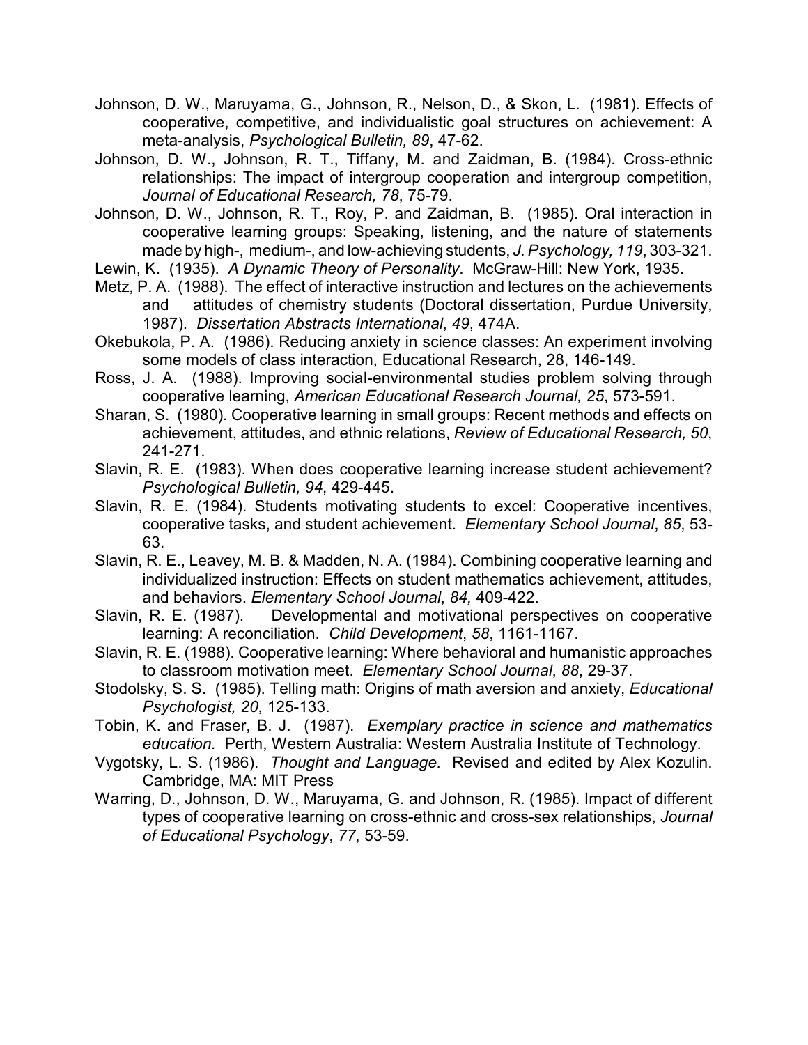Johnson, D. W., Maruyama, G., Johnson, R., Nelson, D., & Skon, L. (1981). Effects of cooperative, competitive, and individualistic goal structures on achievement: A meta-analysis, *Psychological Bulletin, 89*, 47-62.

Johnson, D. W., Johnson, R. T., Tiffany, M. and Zaidman, B. (1984). Cross-ethnic relationships: The impact of intergroup cooperation and intergroup competition, *Journal of Educational Research, 78*, 75-79.

Johnson, D. W., Johnson, R. T., Roy, P. and Zaidman, B. (1985). Oral interaction in cooperative learning groups: Speaking, listening, and the nature of statements made by high-, medium-, and low-achieving students, *J. Psychology, 119*, 303-321.

Lewin, K. (1935). *A Dynamic Theory of Personality*. McGraw-Hill: New York, 1935.

Metz, P. A. (1988). The effect of interactive instruction and lectures on the achievements and attitudes of chemistry students (Doctoral dissertation, Purdue University, 1987). *Dissertation Abstracts International*, *49*, 474A.

Okebukola, P. A. (1986). Reducing anxiety in science classes: An experiment involving some models of class interaction, Educational Research, 28, 146-149.

Ross, J. A. (1988). Improving social-environmental studies problem solving through cooperative learning, *American Educational Research Journal, 25*, 573-591.

Sharan, S. (1980). Cooperative learning in small groups: Recent methods and effects on achievement, attitudes, and ethnic relations, *Review of Educational Research, 50*, 241-271.

Slavin, R. E. (1983). When does cooperative learning increase student achievement? *Psychological Bulletin, 94*, 429-445.

Slavin, R. E. (1984). Students motivating students to excel: Cooperative incentives, cooperative tasks, and student achievement. *Elementary School Journal*, *85*, 53-63.

Slavin, R. E., Leavey, M. B. & Madden, N. A. (1984). Combining cooperative learning and individualized instruction: Effects on student mathematics achievement, attitudes, and behaviors. *Elementary School Journal*, *84,* 409-422.

Slavin, R. E. (1987). Developmental and motivational perspectives on cooperative learning: A reconciliation. *Child Development*, *58*, 1161-1167.

Slavin, R. E. (1988). Cooperative learning: Where behavioral and humanistic approaches to classroom motivation meet. *Elementary School Journal*, *88*, 29-37.

Stodolsky, S. S. (1985). Telling math: Origins of math aversion and anxiety, *Educational Psychologist, 20*, 125-133.

Tobin, K. and Fraser, B. J. (1987). *Exemplary practice in science and mathematics education.* Perth, Western Australia: Western Australia Institute of Technology.

Vygotsky, L. S. (1986). *Thought and Language.* Revised and edited by Alex Kozulin. Cambridge, MA: MIT Press

Warring, D., Johnson, D. W., Maruyama, G. and Johnson, R. (1985). Impact of different types of cooperative learning on cross-ethnic and cross-sex relationships, *Journal of Educational Psychology*, *77*, 53-59.